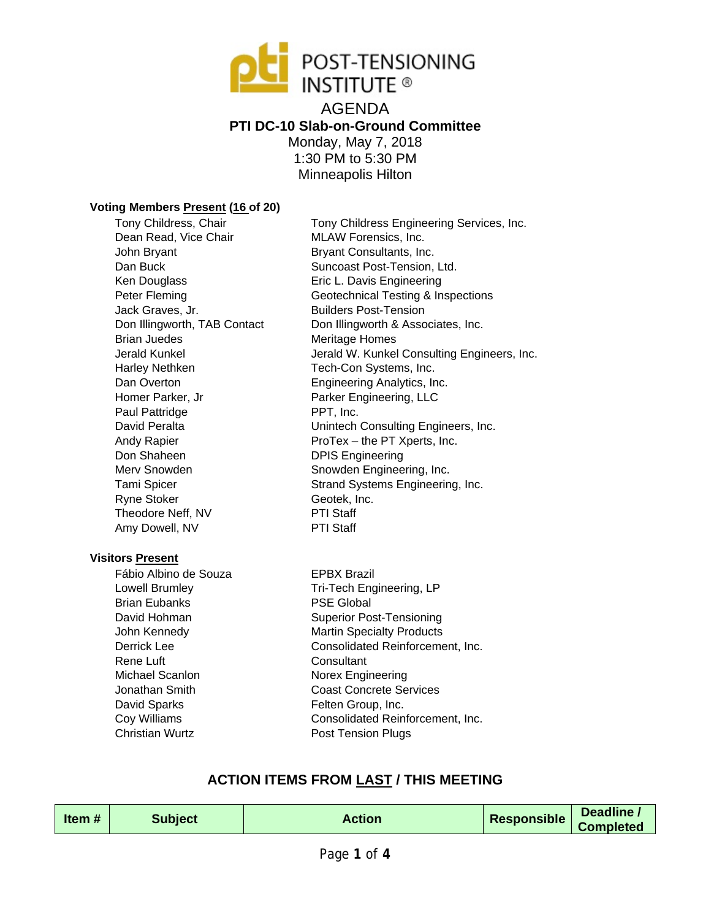POST-TENSIONING INSTITUTE ®

# AGENDA

## PTI DC-10 Slab-on-Ground Committee

Monday, May 7, 2018
1:30 PM to 5:30 PM
Minneapolis Hilton

**Voting Members Present (16 of 20)**

| | |
|---|---|
| Tony Childress, Chair | Tony Childress Engineering Services, Inc. |
| Dean Read, Vice Chair | MLAW Forensics, Inc. |
| John Bryant | Bryant Consultants, Inc. |
| Dan Buck | Suncoast Post-Tension, Ltd. |
| Ken Douglass | Eric L. Davis Engineering |
| Peter Fleming | Geotechnical Testing & Inspections |
| Jack Graves, Jr. | Builders Post-Tension |
| Don Illingworth, TAB Contact | Don Illingworth & Associates, Inc. |
| Brian Juedes | Meritage Homes |
| Jerald Kunkel | Jerald W. Kunkel Consulting Engineers, Inc. |
| Harley Nethken | Tech-Con Systems, Inc. |
| Dan Overton | Engineering Analytics, Inc. |
| Homer Parker, Jr | Parker Engineering, LLC |
| Paul Pattridge | PPT, Inc. |
| David Peralta | Unintech Consulting Engineers, Inc. |
| Andy Rapier | ProTex – the PT Xperts, Inc. |
| Don Shaheen | DPIS Engineering |
| Merv Snowden | Snowden Engineering, Inc. |
| Tami Spicer | Strand Systems Engineering, Inc. |
| Ryne Stoker | Geotek, Inc. |
| Theodore Neff, NV | PTI Staff |
| Amy Dowell, NV | PTI Staff |

**Visitors Present**

| | |
|---|---|
| Fábio Albino de Souza | EPBX Brazil |
| Lowell Brumley | Tri-Tech Engineering, LP |
| Brian Eubanks | PSE Global |
| David Hohman | Superior Post-Tensioning |
| John Kennedy | Martin Specialty Products |
| Derrick Lee | Consolidated Reinforcement, Inc. |
| Rene Luft | Consultant |
| Michael Scanlon | Norex Engineering |
| Jonathan Smith | Coast Concrete Services |
| David Sparks | Felten Group, Inc. |
| Coy Williams | Consolidated Reinforcement, Inc. |
| Christian Wurtz | Post Tension Plugs |

### ACTION ITEMS FROM LAST / THIS MEETING

| Item # | Subject | Action | Responsible | Deadline / Completed |
|---|---|---|---|---|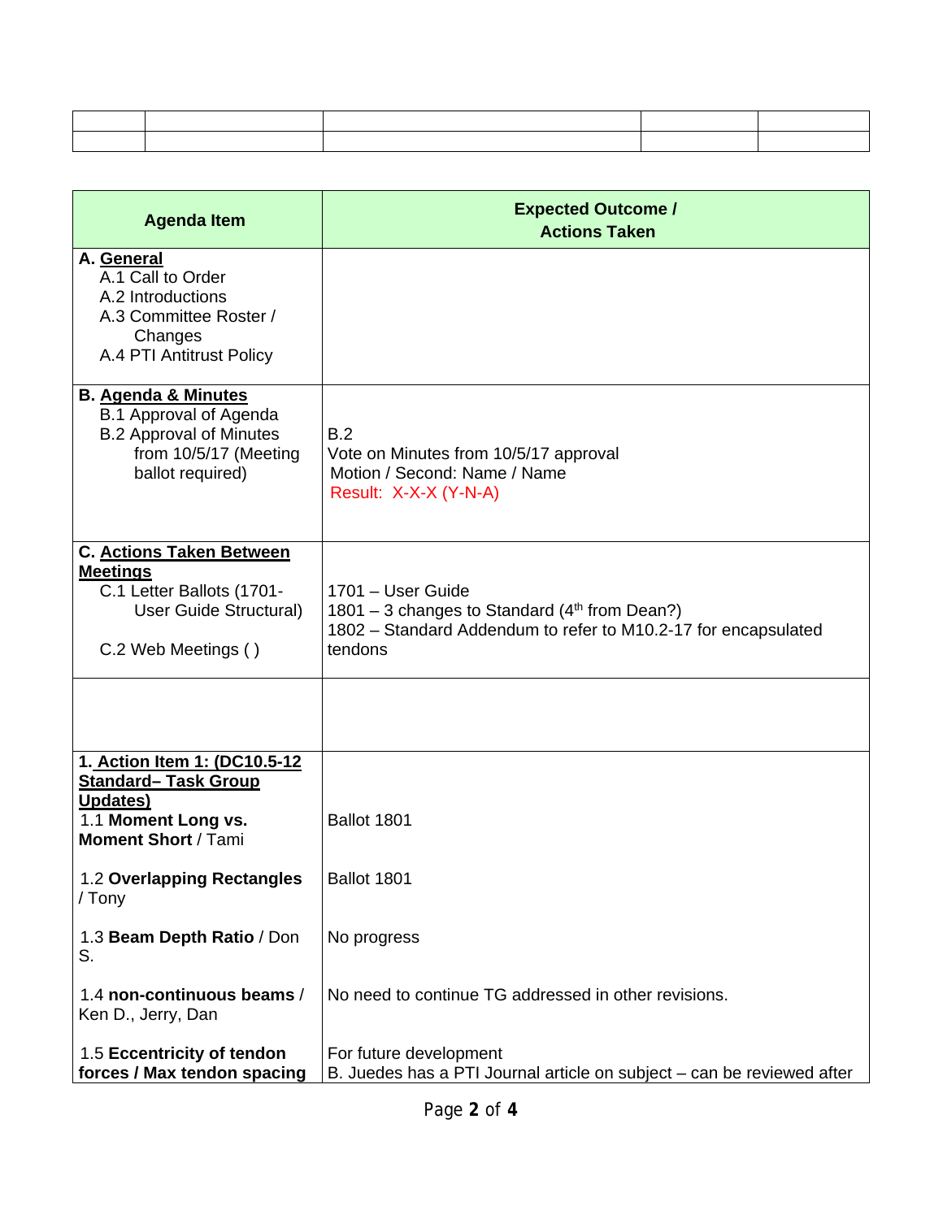| | | | | |
|---|---|---|---|---|
| | | | | |
| | | | | |

| Agenda Item | Expected Outcome / Actions Taken |
|---|---|
| **A. General**<br>A.1 Call to Order<br>A.2 Introductions<br>A.3 Committee Roster / Changes<br>A.4 PTI Antitrust Policy | |
| **B. Agenda & Minutes**<br>B.1 Approval of Agenda<br>B.2 Approval of Minutes from 10/5/17 (Meeting ballot required) | B.2<br>Vote on Minutes from 10/5/17 approval<br>Motion / Second: Name / Name<br>Result: X-X-X (Y-N-A) |
| **C. Actions Taken Between Meetings**<br>C.1 Letter Ballots (1701-User Guide Structural)<br><br>C.2 Web Meetings ( ) | 1701 – User Guide<br>1801 – 3 changes to Standard (4th from Dean?)<br>1802 – Standard Addendum to refer to M10.2-17 for encapsulated tendons |
| | |
| **1. Action Item 1: (DC10.5-12 Standard– Task Group Updates)**<br>1.1 **Moment Long vs. Moment Short** / Tami | Ballot 1801 |
| 1.2 **Overlapping Rectangles** / Tony | Ballot 1801 |
| 1.3 **Beam Depth Ratio** / Don S. | No progress |
| 1.4 **non-continuous beams** / Ken D., Jerry, Dan | No need to continue TG addressed in other revisions. |
| 1.5 **Eccentricity of tendon forces / Max tendon spacing** | For future development<br>B. Juedes has a PTI Journal article on subject – can be reviewed after |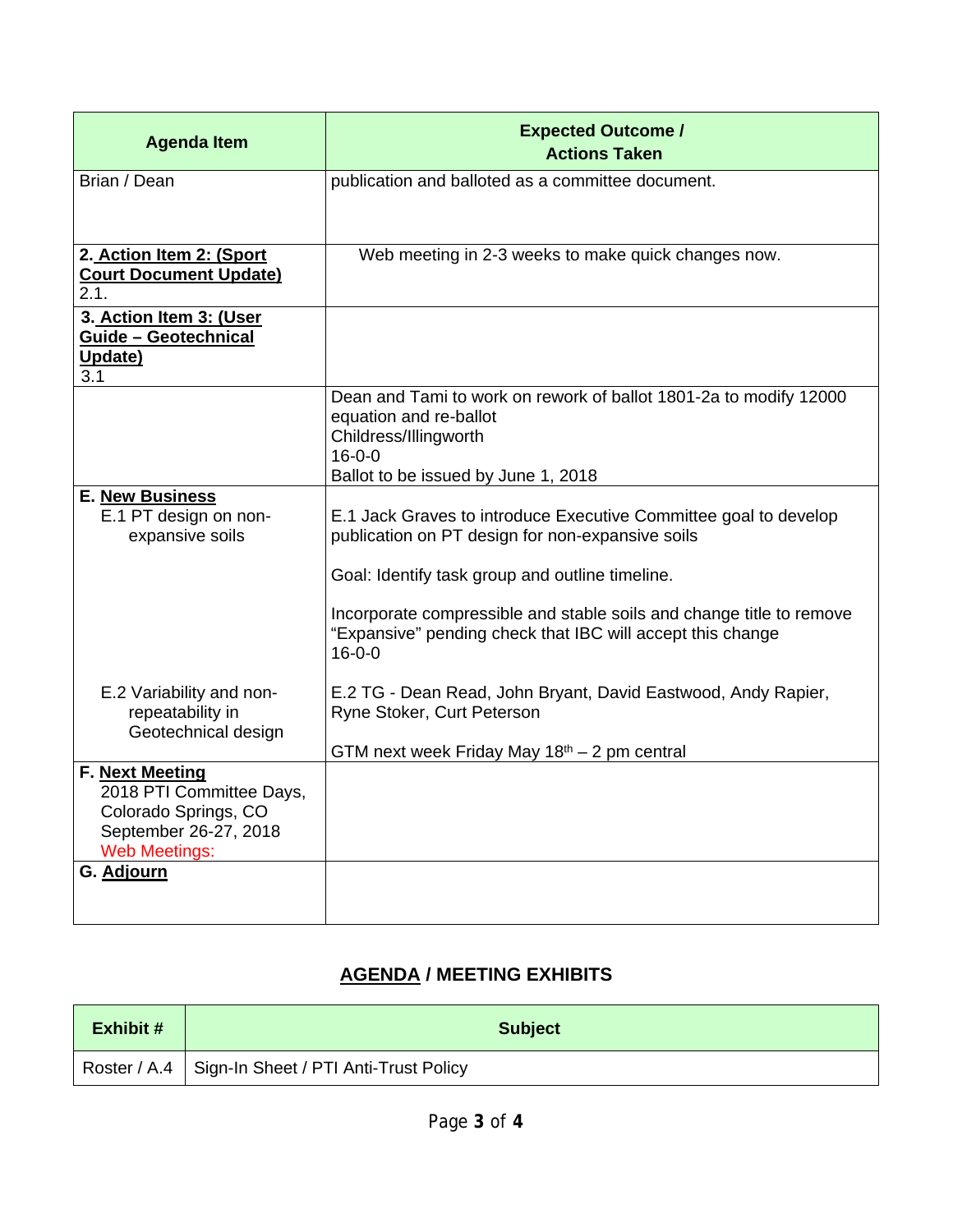| Agenda Item | Expected Outcome / Actions Taken |
|---|---|
| Brian / Dean | publication and balloted as a committee document. |
| **2. Action Item 2: (Sport Court Document Update)** 2.1. | Web meeting in 2-3 weeks to make quick changes now. |
| **3. Action Item 3: (User Guide – Geotechnical Update)** 3.1 | |
| | Dean and Tami to work on rework of ballot 1801-2a to modify 12000 equation and re-ballot<br>Childress/Illingworth<br>16-0-0<br>Ballot to be issued by June 1, 2018 |
| **E. New Business**<br>E.1 PT design on non-expansive soils | E.1 Jack Graves to introduce Executive Committee goal to develop publication on PT design for non-expansive soils<br><br>Goal: Identify task group and outline timeline.<br><br>Incorporate compressible and stable soils and change title to remove "Expansive" pending check that IBC will accept this change<br>16-0-0 |
| E.2 Variability and non-repeatability in Geotechnical design | E.2 TG - Dean Read, John Bryant, David Eastwood, Andy Rapier, Ryne Stoker, Curt Peterson<br><br>GTM next week Friday May 18th – 2 pm central |
| **F. Next Meeting**<br>2018 PTI Committee Days, Colorado Springs, CO<br>September 26-27, 2018<br>Web Meetings: | |
| **G. Adjourn** | |

## AGENDA / MEETING EXHIBITS

| Exhibit # | Subject |
|---|---|
| Roster / A.4 | Sign-In Sheet / PTI Anti-Trust Policy |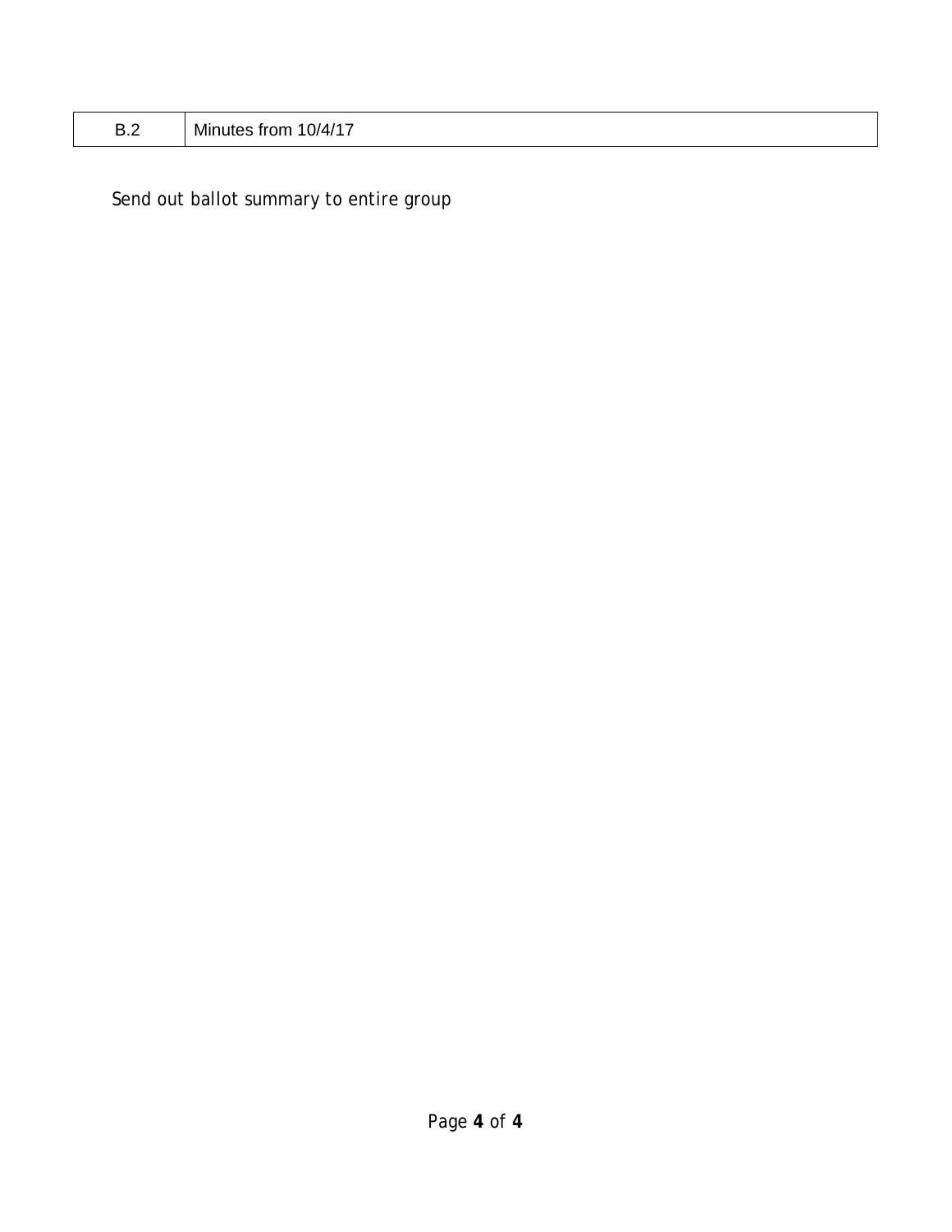| | |
|---|---|
| B.2 | Minutes from 10/4/17 |

Send out ballot summary to entire group